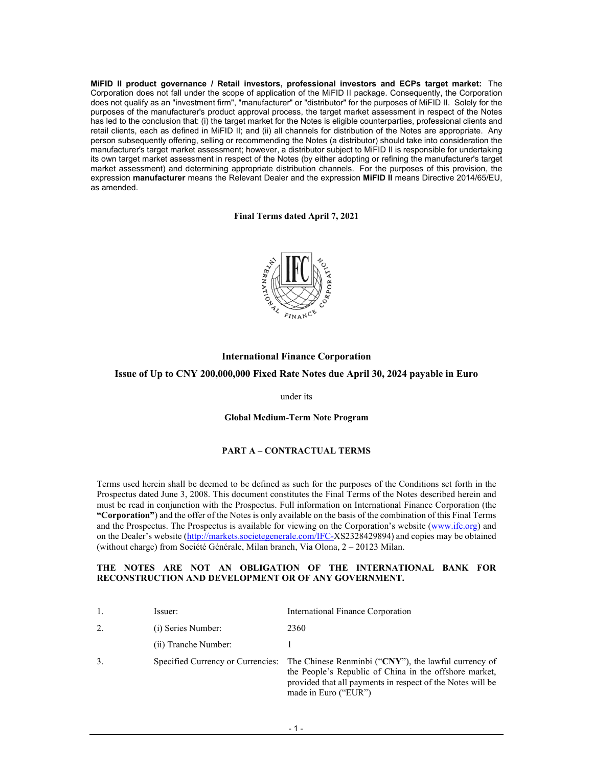**MiFID II product governance / Retail investors, professional investors and ECPs target market:** The Corporation does not fall under the scope of application of the MiFID II package. Consequently, the Corporation does not qualify as an "investment firm", "manufacturer" or "distributor" for the purposes of MiFID II. Solely for the purposes of the manufacturer's product approval process, the target market assessment in respect of the Notes has led to the conclusion that: (i) the target market for the Notes is eligible counterparties, professional clients and retail clients, each as defined in MiFID II; and (ii) all channels for distribution of the Notes are appropriate. Any person subsequently offering, selling or recommending the Notes (a distributor) should take into consideration the manufacturer's target market assessment; however, a distributor subject to MiFID II is responsible for undertaking its own target market assessment in respect of the Notes (by either adopting or refining the manufacturer's target market assessment) and determining appropriate distribution channels. For the purposes of this provision, the expression **manufacturer** means the Relevant Dealer and the expression **MiFID II** means Directive 2014/65/EU, as amended.

**Final Terms dated April 7, 2021**

**International Finance Corporation**

**Issue of Up to CNY 200,000,000 Fixed Rate Notes due April 30, 2024 payable in Euro**

under its

**Global Medium-Term Note Program**

**PART A – CONTRACTUAL TERMS**

Terms used herein shall be deemed to be defined as such for the purposes of the Conditions set forth in the Prospectus dated June 3, 2008. This document constitutes the Final Terms of the Notes described herein and must be read in conjunction with the Prospectus. Full information on International Finance Corporation (the **"Corporation"**) and the offer of the Notes is only available on the basis of the combination of this Final Terms and the Prospectus. The Prospectus is available for viewing on the Corporation's website (www.ifc.org) and on the Dealer's website (http://markets.societegenerale.com/IFC-XS2328429894) and copies may be obtained (without charge) from Société Générale, Milan branch, Via Olona, 2 – 20123 Milan.

**THE NOTES ARE NOT AN OBLIGATION OF THE INTERNATIONAL BANK FOR RECONSTRUCTION AND DEVELOPMENT OR OF ANY GOVERNMENT.**

| | | |
|---|---|---|
| 1. | Issuer: | International Finance Corporation |
| 2. | (i) Series Number: | 2360 |
| | (ii) Tranche Number: | 1 |
| 3. | Specified Currency or Currencies: | The Chinese Renminbi ("**CNY**"), the lawful currency of the People's Republic of China in the offshore market, provided that all payments in respect of the Notes will be made in Euro ("EUR") |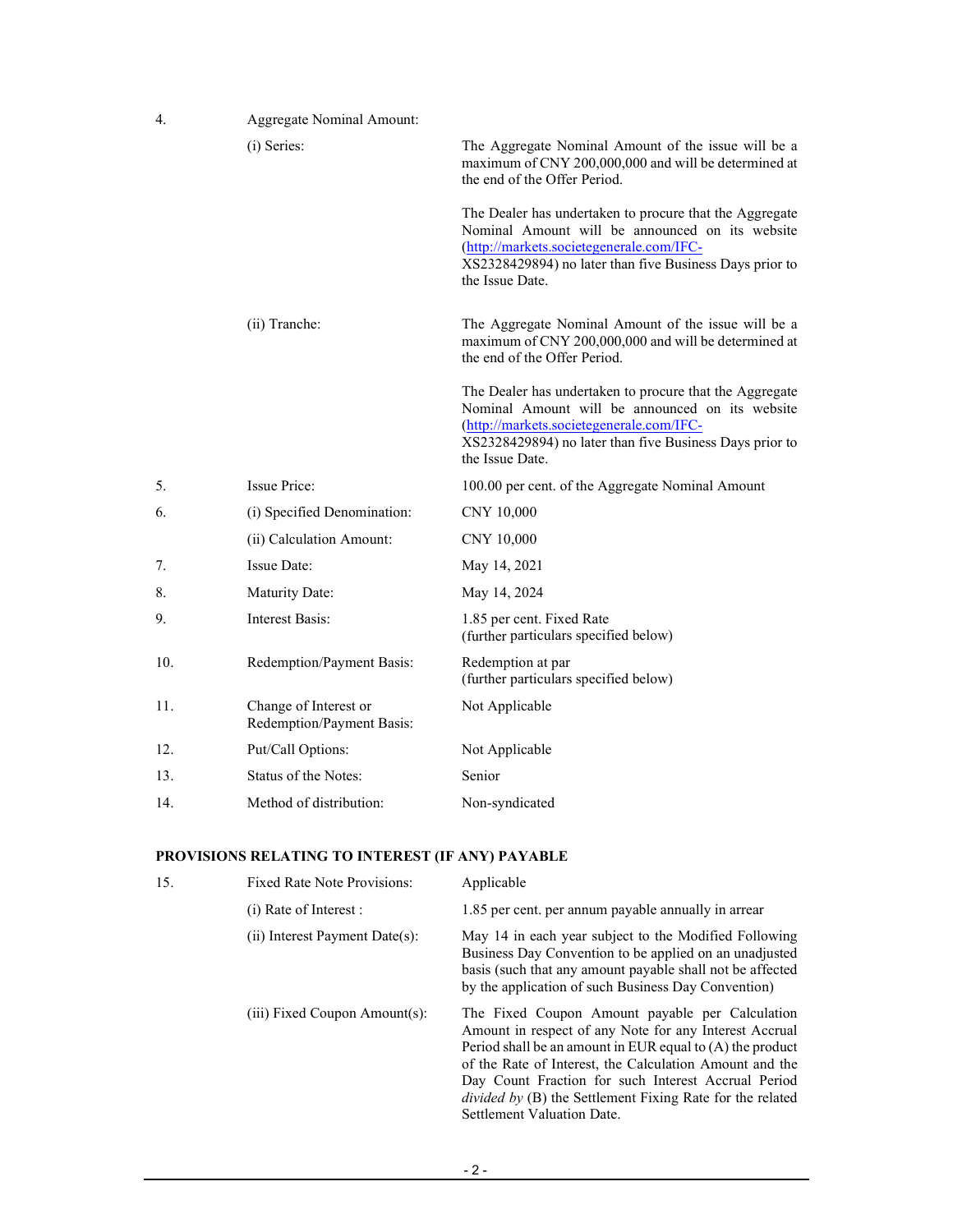| | | |
|---|---|---|
| 4. | Aggregate Nominal Amount: | |
| | (i) Series: | The Aggregate Nominal Amount of the issue will be a maximum of CNY 200,000,000 and will be determined at the end of the Offer Period.<br><br>The Dealer has undertaken to procure that the Aggregate Nominal Amount will be announced on its website (http://markets.societegenerale.com/IFC-XS2328429894) no later than five Business Days prior to the Issue Date. |
| | (ii) Tranche: | The Aggregate Nominal Amount of the issue will be a maximum of CNY 200,000,000 and will be determined at the end of the Offer Period.<br><br>The Dealer has undertaken to procure that the Aggregate Nominal Amount will be announced on its website (http://markets.societegenerale.com/IFC-XS2328429894) no later than five Business Days prior to the Issue Date. |
| 5. | Issue Price: | 100.00 per cent. of the Aggregate Nominal Amount |
| 6. | (i) Specified Denomination: | CNY 10,000 |
| | (ii) Calculation Amount: | CNY 10,000 |
| 7. | Issue Date: | May 14, 2021 |
| 8. | Maturity Date: | May 14, 2024 |
| 9. | Interest Basis: | 1.85 per cent. Fixed Rate<br>(further particulars specified below) |
| 10. | Redemption/Payment Basis: | Redemption at par<br>(further particulars specified below) |
| 11. | Change of Interest or Redemption/Payment Basis: | Not Applicable |
| 12. | Put/Call Options: | Not Applicable |
| 13. | Status of the Notes: | Senior |
| 14. | Method of distribution: | Non-syndicated |

**PROVISIONS RELATING TO INTEREST (IF ANY) PAYABLE**

| | | |
|---|---|---|
| 15. | Fixed Rate Note Provisions: | Applicable |
| | (i) Rate of Interest : | 1.85 per cent. per annum payable annually in arrear |
| | (ii) Interest Payment Date(s): | May 14 in each year subject to the Modified Following Business Day Convention to be applied on an unadjusted basis (such that any amount payable shall not be affected by the application of such Business Day Convention) |
| | (iii) Fixed Coupon Amount(s): | The Fixed Coupon Amount payable per Calculation Amount in respect of any Note for any Interest Accrual Period shall be an amount in EUR equal to (A) the product of the Rate of Interest, the Calculation Amount and the Day Count Fraction for such Interest Accrual Period *divided by* (B) the Settlement Fixing Rate for the related Settlement Valuation Date. |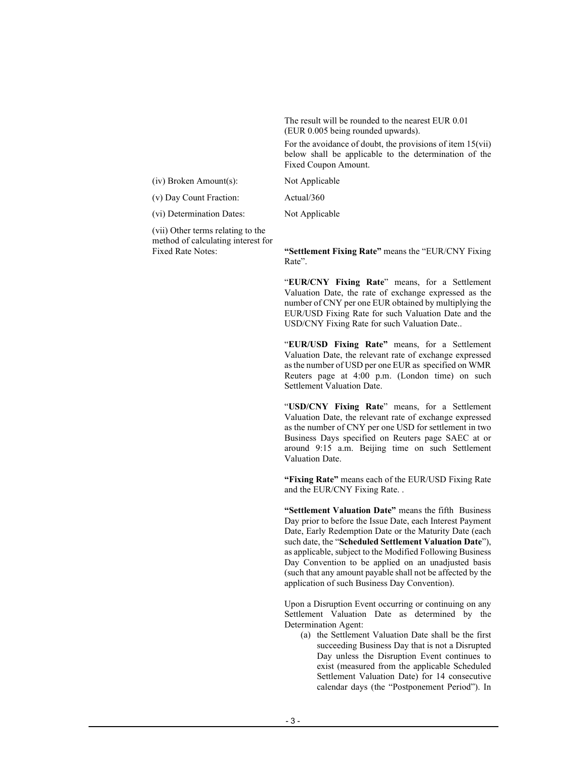The result will be rounded to the nearest EUR 0.01 (EUR 0.005 being rounded upwards).

For the avoidance of doubt, the provisions of item 15(vii) below shall be applicable to the determination of the Fixed Coupon Amount.

| | |
|---|---|
| (iv) Broken Amount(s): | Not Applicable |
| (v) Day Count Fraction: | Actual/360 |
| (vi) Determination Dates: | Not Applicable |
| (vii) Other terms relating to the method of calculating interest for Fixed Rate Notes: | **"Settlement Fixing Rate"** means the "EUR/CNY Fixing Rate". |

"**EUR/CNY Fixing Rate**" means, for a Settlement Valuation Date, the rate of exchange expressed as the number of CNY per one EUR obtained by multiplying the EUR/USD Fixing Rate for such Valuation Date and the USD/CNY Fixing Rate for such Valuation Date..

"**EUR/USD Fixing Rate"** means, for a Settlement Valuation Date, the relevant rate of exchange expressed as the number of USD per one EUR as specified on WMR Reuters page at 4:00 p.m. (London time) on such Settlement Valuation Date.

"**USD/CNY Fixing Rate**" means, for a Settlement Valuation Date, the relevant rate of exchange expressed as the number of CNY per one USD for settlement in two Business Days specified on Reuters page SAEC at or around 9:15 a.m. Beijing time on such Settlement Valuation Date.

**"Fixing Rate"** means each of the EUR/USD Fixing Rate and the EUR/CNY Fixing Rate. .

**"Settlement Valuation Date"** means the fifth Business Day prior to before the Issue Date, each Interest Payment Date, Early Redemption Date or the Maturity Date (each such date, the "**Scheduled Settlement Valuation Date**"), as applicable, subject to the Modified Following Business Day Convention to be applied on an unadjusted basis (such that any amount payable shall not be affected by the application of such Business Day Convention).

Upon a Disruption Event occurring or continuing on any Settlement Valuation Date as determined by the Determination Agent:

(a) the Settlement Valuation Date shall be the first succeeding Business Day that is not a Disrupted Day unless the Disruption Event continues to exist (measured from the applicable Scheduled Settlement Valuation Date) for 14 consecutive calendar days (the "Postponement Period"). In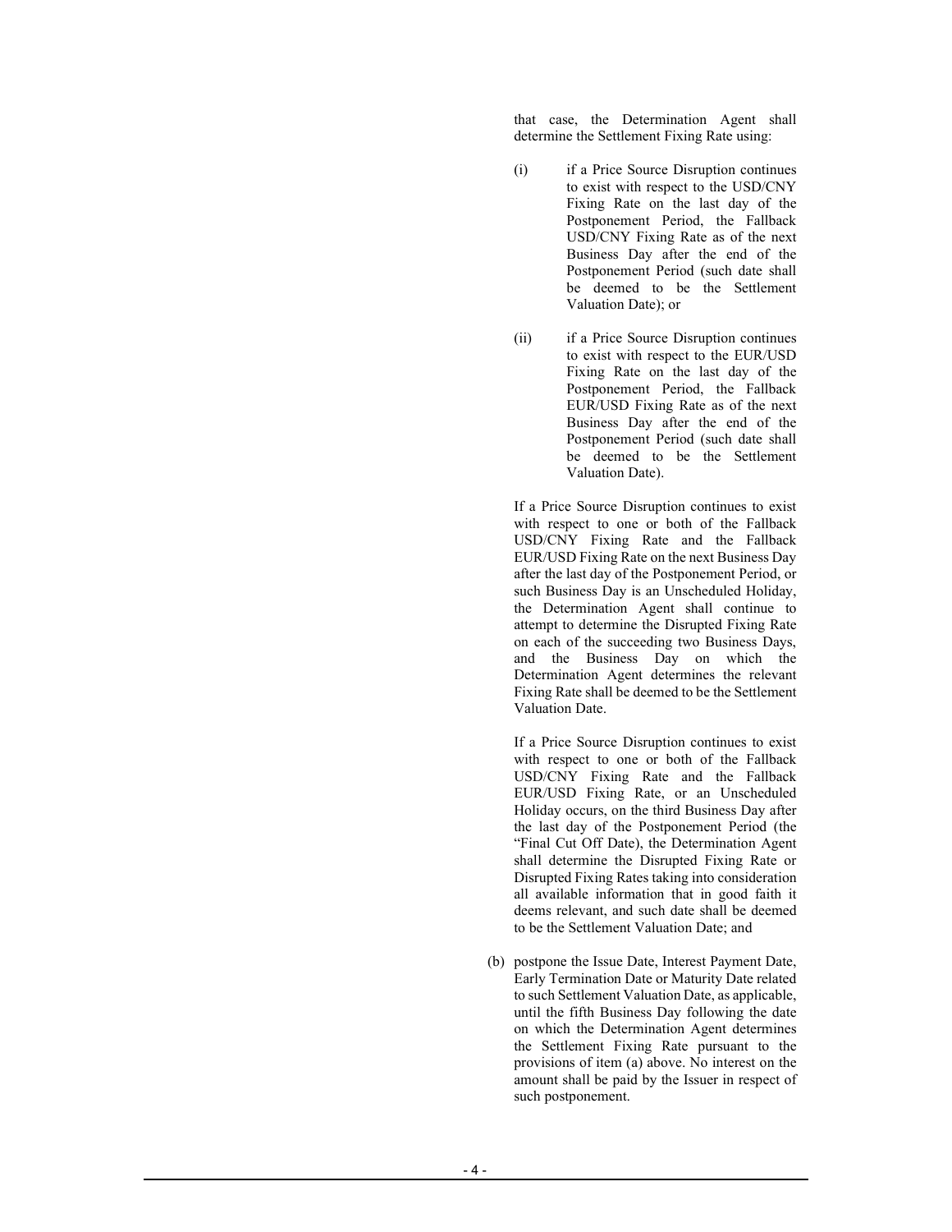that case, the Determination Agent shall determine the Settlement Fixing Rate using:

(i) if a Price Source Disruption continues to exist with respect to the USD/CNY Fixing Rate on the last day of the Postponement Period, the Fallback USD/CNY Fixing Rate as of the next Business Day after the end of the Postponement Period (such date shall be deemed to be the Settlement Valuation Date); or

(ii) if a Price Source Disruption continues to exist with respect to the EUR/USD Fixing Rate on the last day of the Postponement Period, the Fallback EUR/USD Fixing Rate as of the next Business Day after the end of the Postponement Period (such date shall be deemed to be the Settlement Valuation Date).

If a Price Source Disruption continues to exist with respect to one or both of the Fallback USD/CNY Fixing Rate and the Fallback EUR/USD Fixing Rate on the next Business Day after the last day of the Postponement Period, or such Business Day is an Unscheduled Holiday, the Determination Agent shall continue to attempt to determine the Disrupted Fixing Rate on each of the succeeding two Business Days, and the Business Day on which the Determination Agent determines the relevant Fixing Rate shall be deemed to be the Settlement Valuation Date.

If a Price Source Disruption continues to exist with respect to one or both of the Fallback USD/CNY Fixing Rate and the Fallback EUR/USD Fixing Rate, or an Unscheduled Holiday occurs, on the third Business Day after the last day of the Postponement Period (the "Final Cut Off Date), the Determination Agent shall determine the Disrupted Fixing Rate or Disrupted Fixing Rates taking into consideration all available information that in good faith it deems relevant, and such date shall be deemed to be the Settlement Valuation Date; and

(b) postpone the Issue Date, Interest Payment Date, Early Termination Date or Maturity Date related to such Settlement Valuation Date, as applicable, until the fifth Business Day following the date on which the Determination Agent determines the Settlement Fixing Rate pursuant to the provisions of item (a) above. No interest on the amount shall be paid by the Issuer in respect of such postponement.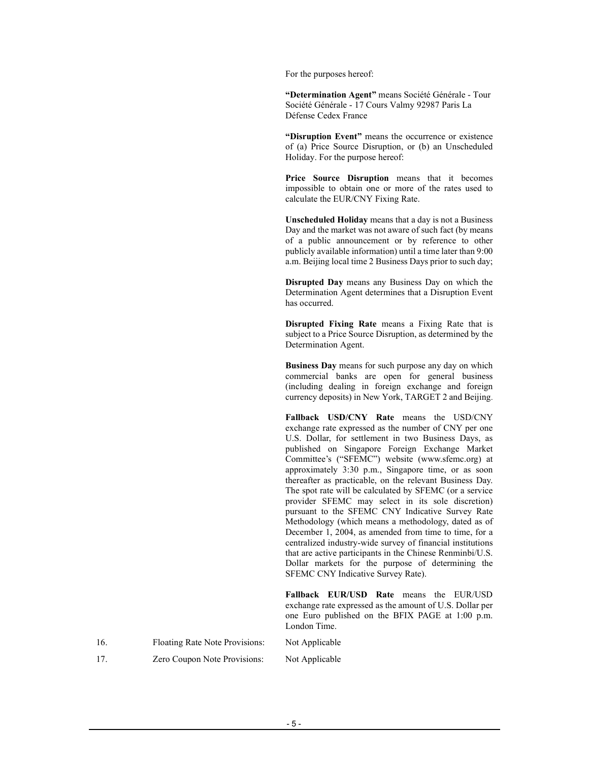For the purposes hereof:

**"Determination Agent"** means Société Générale - Tour Société Générale - 17 Cours Valmy 92987 Paris La Défense Cedex France

**"Disruption Event"** means the occurrence or existence of (a) Price Source Disruption, or (b) an Unscheduled Holiday. For the purpose hereof:

**Price Source Disruption** means that it becomes impossible to obtain one or more of the rates used to calculate the EUR/CNY Fixing Rate.

**Unscheduled Holiday** means that a day is not a Business Day and the market was not aware of such fact (by means of a public announcement or by reference to other publicly available information) until a time later than 9:00 a.m. Beijing local time 2 Business Days prior to such day;

**Disrupted Day** means any Business Day on which the Determination Agent determines that a Disruption Event has occurred.

**Disrupted Fixing Rate** means a Fixing Rate that is subject to a Price Source Disruption, as determined by the Determination Agent.

**Business Day** means for such purpose any day on which commercial banks are open for general business (including dealing in foreign exchange and foreign currency deposits) in New York, TARGET 2 and Beijing.

**Fallback USD/CNY Rate** means the USD/CNY exchange rate expressed as the number of CNY per one U.S. Dollar, for settlement in two Business Days, as published on Singapore Foreign Exchange Market Committee's ("SFEMC") website (www.sfemc.org) at approximately 3:30 p.m., Singapore time, or as soon thereafter as practicable, on the relevant Business Day. The spot rate will be calculated by SFEMC (or a service provider SFEMC may select in its sole discretion) pursuant to the SFEMC CNY Indicative Survey Rate Methodology (which means a methodology, dated as of December 1, 2004, as amended from time to time, for a centralized industry-wide survey of financial institutions that are active participants in the Chinese Renminbi/U.S. Dollar markets for the purpose of determining the SFEMC CNY Indicative Survey Rate).

**Fallback EUR/USD Rate** means the EUR/USD exchange rate expressed as the amount of U.S. Dollar per one Euro published on the BFIX PAGE at 1:00 p.m. London Time.

16. Floating Rate Note Provisions: Not Applicable

17. Zero Coupon Note Provisions: Not Applicable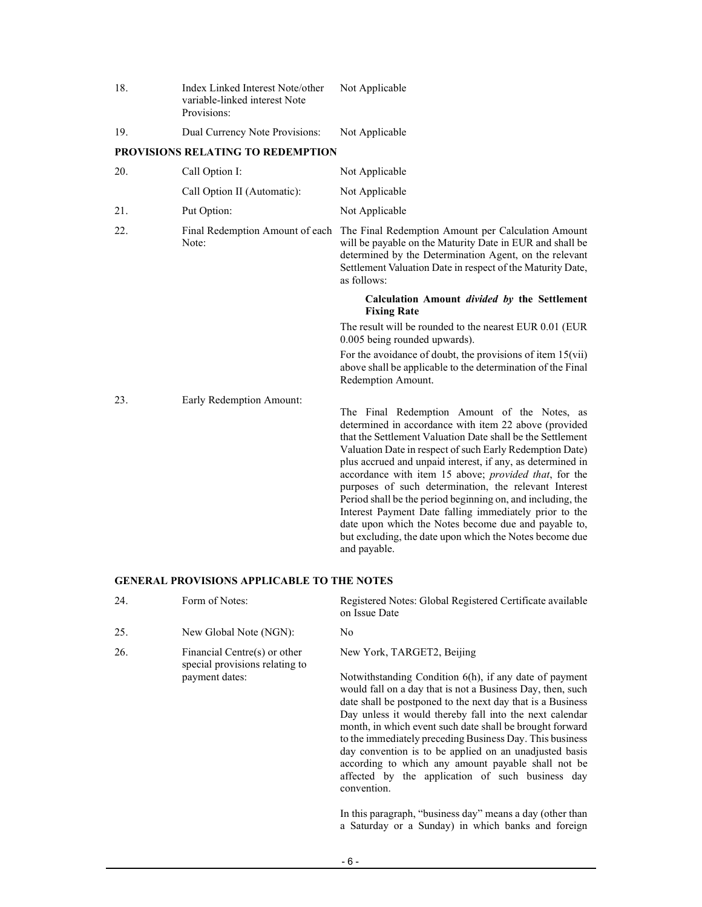| | | |
|---|---|---|
| 18. | Index Linked Interest Note/other variable-linked interest Note Provisions: | Not Applicable |
| 19. | Dual Currency Note Provisions: | Not Applicable |

**PROVISIONS RELATING TO REDEMPTION**

| | | |
|---|---|---|
| 20. | Call Option I: | Not Applicable |
| | Call Option II (Automatic): | Not Applicable |
| 21. | Put Option: | Not Applicable |
| 22. | Final Redemption Amount of each Note: | The Final Redemption Amount per Calculation Amount will be payable on the Maturity Date in EUR and shall be determined by the Determination Agent, on the relevant Settlement Valuation Date in respect of the Maturity Date, as follows:<br><br>**Calculation Amount *divided by* the Settlement Fixing Rate**<br><br>The result will be rounded to the nearest EUR 0.01 (EUR 0.005 being rounded upwards).<br><br>For the avoidance of doubt, the provisions of item 15(vii) above shall be applicable to the determination of the Final Redemption Amount. |
| 23. | Early Redemption Amount: | The Final Redemption Amount of the Notes, as determined in accordance with item 22 above (provided that the Settlement Valuation Date shall be the Settlement Valuation Date in respect of such Early Redemption Date) plus accrued and unpaid interest, if any, as determined in accordance with item 15 above; *provided that*, for the purposes of such determination, the relevant Interest Period shall be the period beginning on, and including, the Interest Payment Date falling immediately prior to the date upon which the Notes become due and payable to, but excluding, the date upon which the Notes become due and payable. |

**GENERAL PROVISIONS APPLICABLE TO THE NOTES**

| | | |
|---|---|---|
| 24. | Form of Notes: | Registered Notes: Global Registered Certificate available on Issue Date |
| 25. | New Global Note (NGN): | No |
| 26. | Financial Centre(s) or other special provisions relating to payment dates: | New York, TARGET2, Beijing<br><br>Notwithstanding Condition 6(h), if any date of payment would fall on a day that is not a Business Day, then, such date shall be postponed to the next day that is a Business Day unless it would thereby fall into the next calendar month, in which event such date shall be brought forward to the immediately preceding Business Day. This business day convention is to be applied on an unadjusted basis according to which any amount payable shall not be affected by the application of such business day convention.<br><br>In this paragraph, "business day" means a day (other than a Saturday or a Sunday) in which banks and foreign |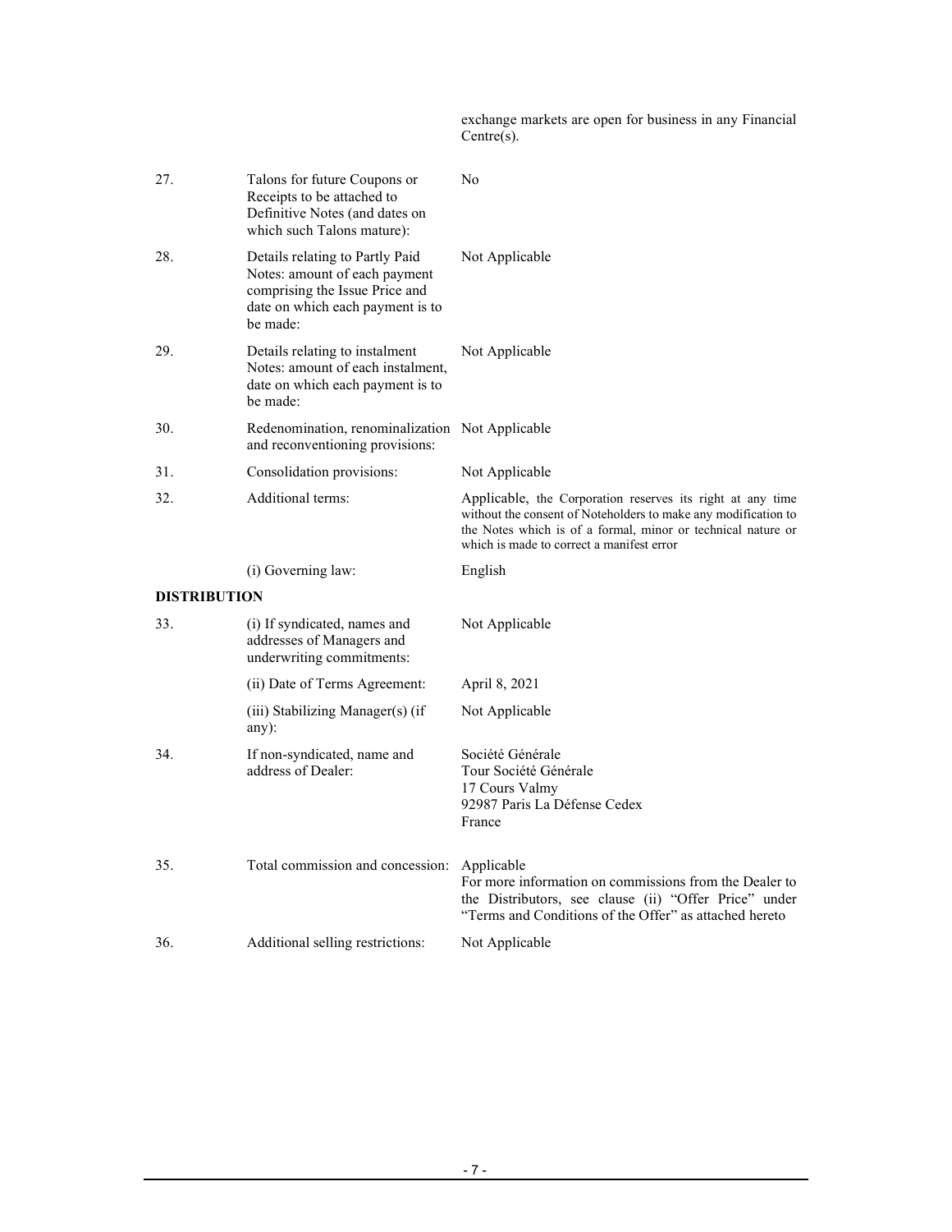| | | |
|---|---|---|
| | | exchange markets are open for business in any Financial Centre(s). |
| 27. | Talons for future Coupons or Receipts to be attached to Definitive Notes (and dates on which such Talons mature): | No |
| 28. | Details relating to Partly Paid Notes: amount of each payment comprising the Issue Price and date on which each payment is to be made: | Not Applicable |
| 29. | Details relating to instalment Notes: amount of each instalment, date on which each payment is to be made: | Not Applicable |
| 30. | Redenomination, renominalization and reconventioning provisions: | Not Applicable |
| 31. | Consolidation provisions: | Not Applicable |
| 32. | Additional terms: | Applicable, the Corporation reserves its right at any time without the consent of Noteholders to make any modification to the Notes which is of a formal, minor or technical nature or which is made to correct a manifest error |
| | (i) Governing law: | English |

**DISTRIBUTION**

| | | |
|---|---|---|
| 33. | (i) If syndicated, names and addresses of Managers and underwriting commitments: | Not Applicable |
| | (ii) Date of Terms Agreement: | April 8, 2021 |
| | (iii) Stabilizing Manager(s) (if any): | Not Applicable |
| 34. | If non-syndicated, name and address of Dealer: | Société Générale<br>Tour Société Générale<br>17 Cours Valmy<br>92987 Paris La Défense Cedex<br>France |
| 35. | Total commission and concession: | Applicable<br>For more information on commissions from the Dealer to the Distributors, see clause (ii) "Offer Price" under "Terms and Conditions of the Offer" as attached hereto |
| 36. | Additional selling restrictions: | Not Applicable |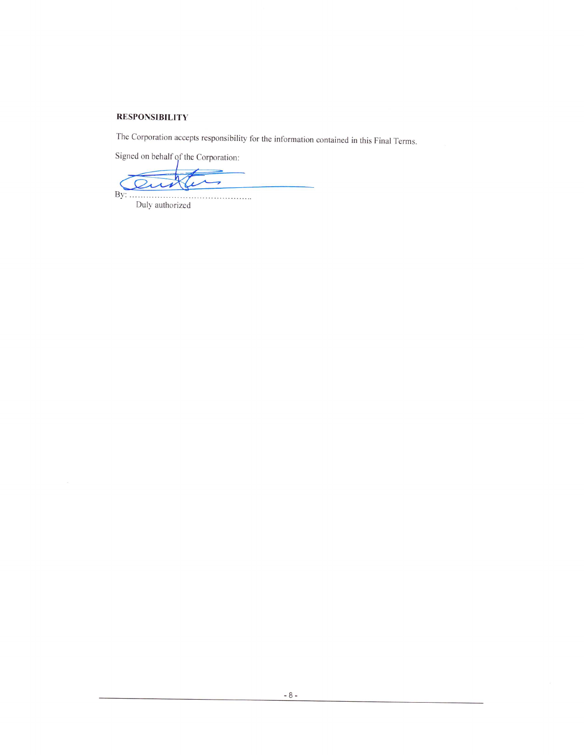**RESPONSIBILITY**

The Corporation accepts responsibility for the information contained in this Final Terms.

Signed on behalf of the Corporation:

By: ……………………………………..
Duly authorized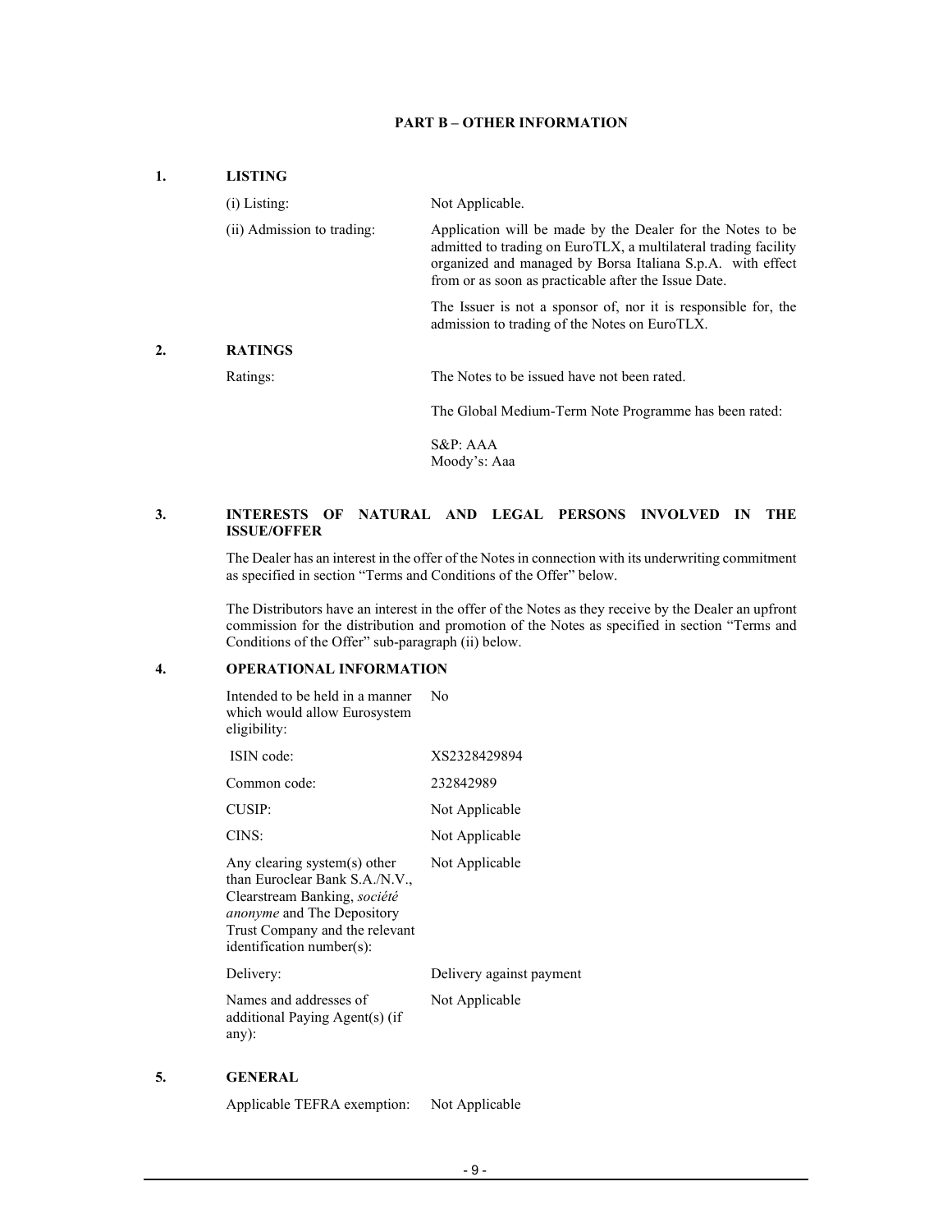## PART B – OTHER INFORMATION

### 1. LISTING

| | |
|---|---|
| (i) Listing: | Not Applicable. |
| (ii) Admission to trading: | Application will be made by the Dealer for the Notes to be admitted to trading on EuroTLX, a multilateral trading facility organized and managed by Borsa Italiana S.p.A. with effect from or as soon as practicable after the Issue Date. <br><br> The Issuer is not a sponsor of, nor it is responsible for, the admission to trading of the Notes on EuroTLX. |

### 2. RATINGS

| | |
|---|---|
| Ratings: | The Notes to be issued have not been rated. <br><br> The Global Medium-Term Note Programme has been rated: <br><br> S&P: AAA <br> Moody's: Aaa |

### 3. INTERESTS OF NATURAL AND LEGAL PERSONS INVOLVED IN THE ISSUE/OFFER

The Dealer has an interest in the offer of the Notes in connection with its underwriting commitment as specified in section "Terms and Conditions of the Offer" below.

The Distributors have an interest in the offer of the Notes as they receive by the Dealer an upfront commission for the distribution and promotion of the Notes as specified in section "Terms and Conditions of the Offer" sub-paragraph (ii) below.

### 4. OPERATIONAL INFORMATION

| | |
|---|---|
| Intended to be held in a manner which would allow Eurosystem eligibility: | No |
| ISIN code: | XS2328429894 |
| Common code: | 232842989 |
| CUSIP: | Not Applicable |
| CINS: | Not Applicable |
| Any clearing system(s) other than Euroclear Bank S.A./N.V., Clearstream Banking, *société anonyme* and The Depository Trust Company and the relevant identification number(s): | Not Applicable |
| Delivery: | Delivery against payment |
| Names and addresses of additional Paying Agent(s) (if any): | Not Applicable |

### 5. GENERAL

| | |
|---|---|
| Applicable TEFRA exemption: | Not Applicable |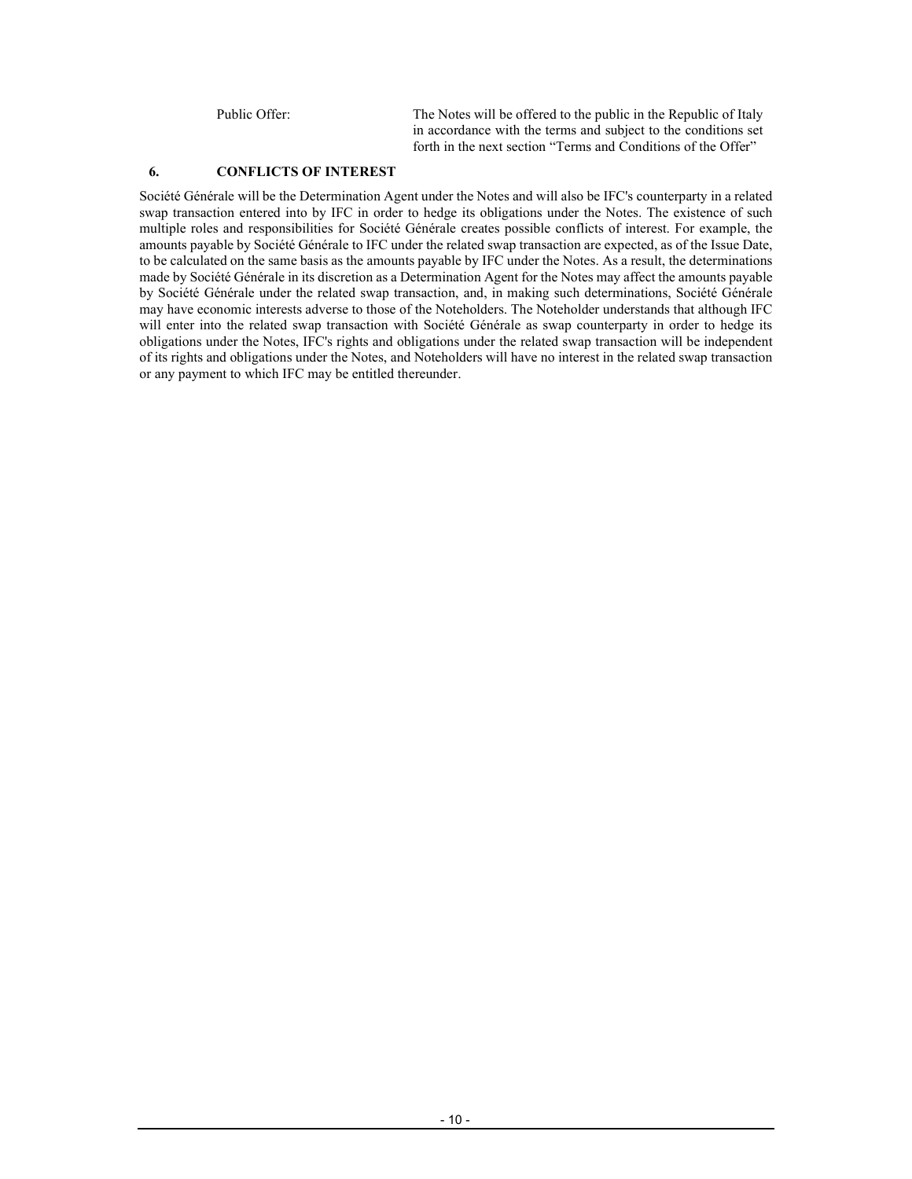| | |
|---|---|
| Public Offer: | The Notes will be offered to the public in the Republic of Italy in accordance with the terms and subject to the conditions set forth in the next section "Terms and Conditions of the Offer" |

## 6. CONFLICTS OF INTEREST

Société Générale will be the Determination Agent under the Notes and will also be IFC's counterparty in a related swap transaction entered into by IFC in order to hedge its obligations under the Notes. The existence of such multiple roles and responsibilities for Société Générale creates possible conflicts of interest. For example, the amounts payable by Société Générale to IFC under the related swap transaction are expected, as of the Issue Date, to be calculated on the same basis as the amounts payable by IFC under the Notes. As a result, the determinations made by Société Générale in its discretion as a Determination Agent for the Notes may affect the amounts payable by Société Générale under the related swap transaction, and, in making such determinations, Société Générale may have economic interests adverse to those of the Noteholders. The Noteholder understands that although IFC will enter into the related swap transaction with Société Générale as swap counterparty in order to hedge its obligations under the Notes, IFC's rights and obligations under the related swap transaction will be independent of its rights and obligations under the Notes, and Noteholders will have no interest in the related swap transaction or any payment to which IFC may be entitled thereunder.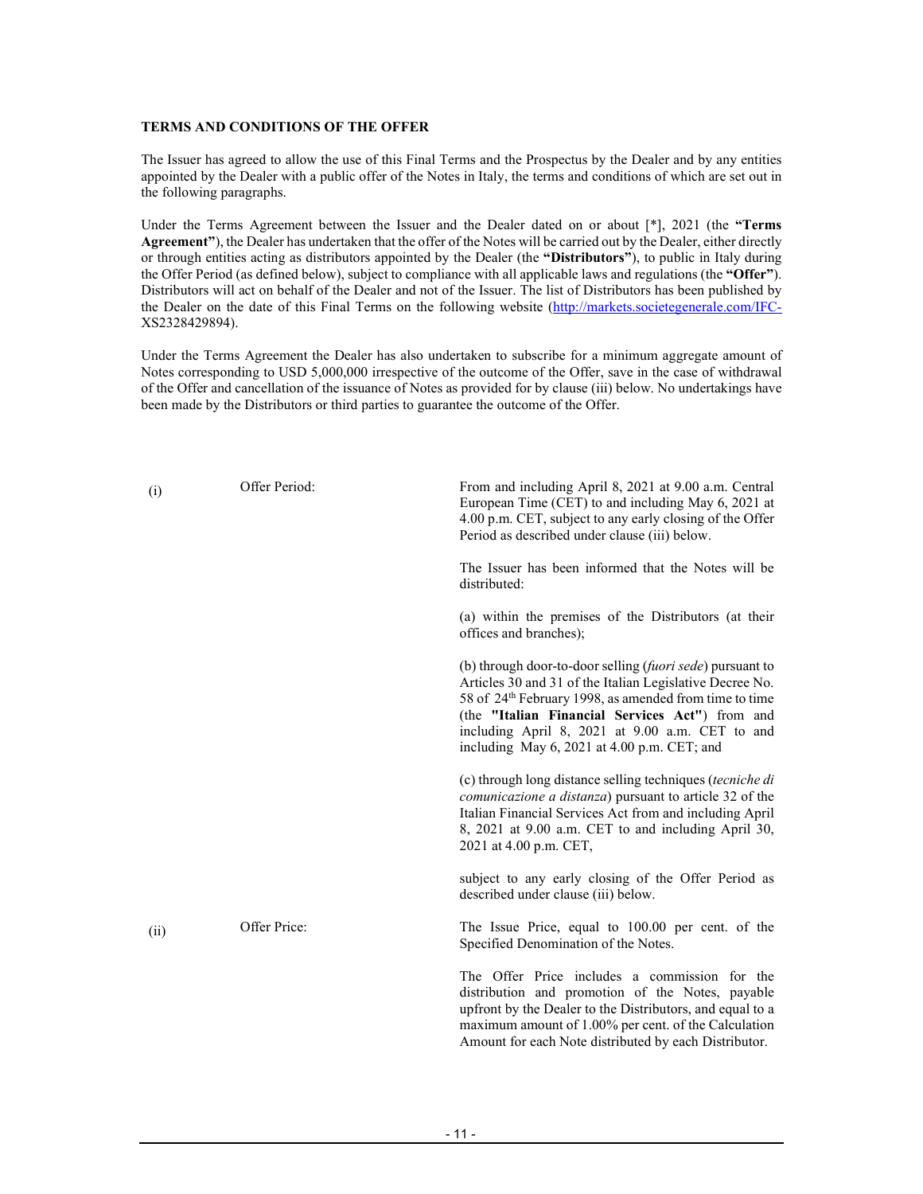**TERMS AND CONDITIONS OF THE OFFER**

The Issuer has agreed to allow the use of this Final Terms and the Prospectus by the Dealer and by any entities appointed by the Dealer with a public offer of the Notes in Italy, the terms and conditions of which are set out in the following paragraphs.

Under the Terms Agreement between the Issuer and the Dealer dated on or about [*], 2021 (the **"Terms Agreement"**), the Dealer has undertaken that the offer of the Notes will be carried out by the Dealer, either directly or through entities acting as distributors appointed by the Dealer (the **"Distributors"**), to public in Italy during the Offer Period (as defined below), subject to compliance with all applicable laws and regulations (the **"Offer"**). Distributors will act on behalf of the Dealer and not of the Issuer. The list of Distributors has been published by the Dealer on the date of this Final Terms on the following website (http://markets.societegenerale.com/IFC-XS2328429894).

Under the Terms Agreement the Dealer has also undertaken to subscribe for a minimum aggregate amount of Notes corresponding to USD 5,000,000 irrespective of the outcome of the Offer, save in the case of withdrawal of the Offer and cancellation of the issuance of Notes as provided for by clause (iii) below. No undertakings have been made by the Distributors or third parties to guarantee the outcome of the Offer.

| | | |
|---|---|---|
| (i) | Offer Period: | From and including April 8, 2021 at 9.00 a.m. Central European Time (CET) to and including May 6, 2021 at 4.00 p.m. CET, subject to any early closing of the Offer Period as described under clause (iii) below.<br><br>The Issuer has been informed that the Notes will be distributed:<br><br>(a) within the premises of the Distributors (at their offices and branches);<br><br>(b) through door-to-door selling (*fuori sede*) pursuant to Articles 30 and 31 of the Italian Legislative Decree No. 58 of 24th February 1998, as amended from time to time (the **"Italian Financial Services Act"**) from and including April 8, 2021 at 9.00 a.m. CET to and including May 6, 2021 at 4.00 p.m. CET; and<br><br>(c) through long distance selling techniques (*tecniche di comunicazione a distanza*) pursuant to article 32 of the Italian Financial Services Act from and including April 8, 2021 at 9.00 a.m. CET to and including April 30, 2021 at 4.00 p.m. CET,<br><br>subject to any early closing of the Offer Period as described under clause (iii) below. |
| (ii) | Offer Price: | The Issue Price, equal to 100.00 per cent. of the Specified Denomination of the Notes.<br><br>The Offer Price includes a commission for the distribution and promotion of the Notes, payable upfront by the Dealer to the Distributors, and equal to a maximum amount of 1.00% per cent. of the Calculation Amount for each Note distributed by each Distributor. |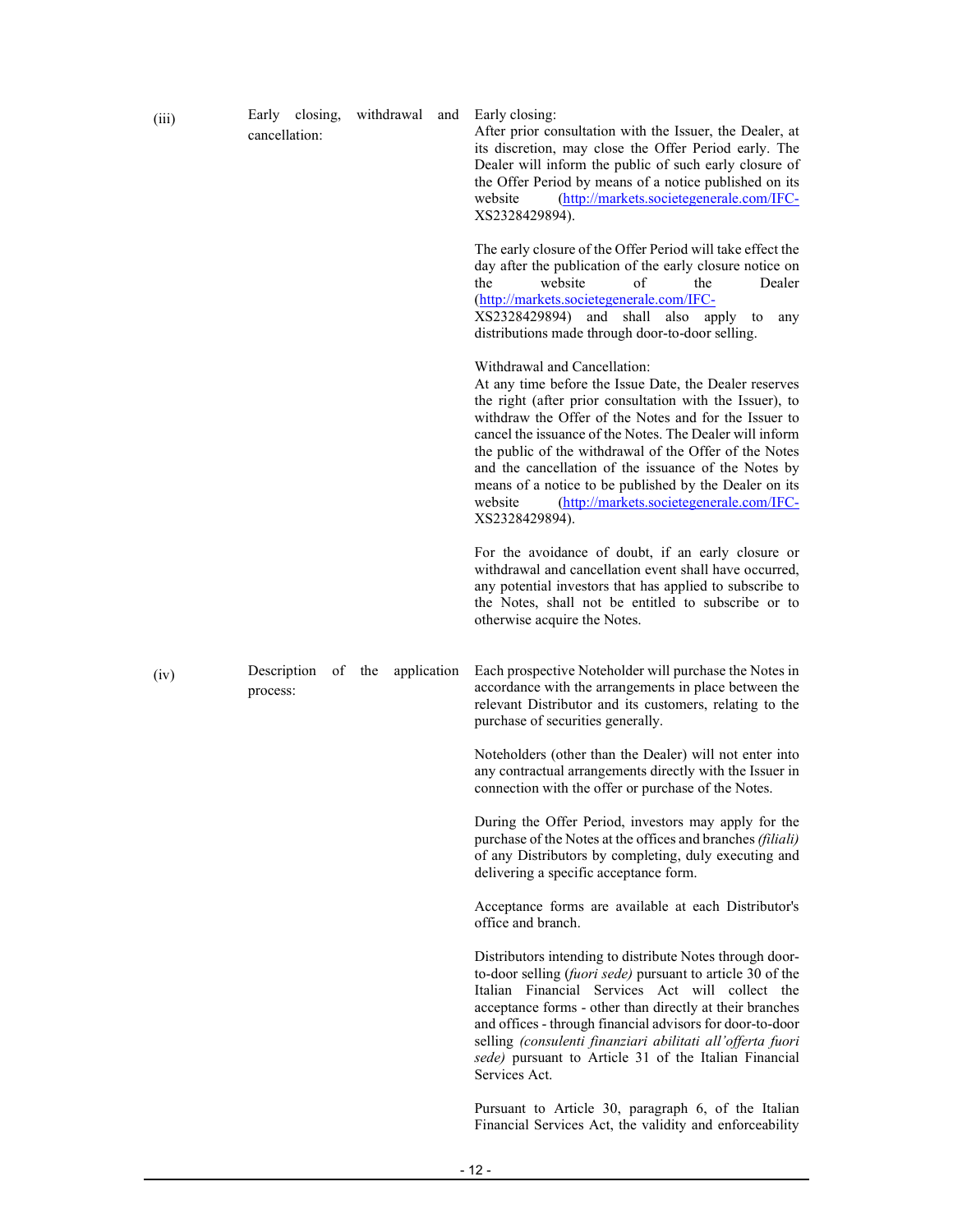| | | |
|---|---|---|
| (iii) | Early closing, withdrawal and cancellation: | Early closing:<br>After prior consultation with the Issuer, the Dealer, at its discretion, may close the Offer Period early. The Dealer will inform the public of such early closure of the Offer Period by means of a notice published on its website (http://markets.societegenerale.com/IFC-XS2328429894).<br><br>The early closure of the Offer Period will take effect the day after the publication of the early closure notice on the website of the Dealer (http://markets.societegenerale.com/IFC-XS2328429894) and shall also apply to any distributions made through door-to-door selling.<br><br>Withdrawal and Cancellation:<br>At any time before the Issue Date, the Dealer reserves the right (after prior consultation with the Issuer), to withdraw the Offer of the Notes and for the Issuer to cancel the issuance of the Notes. The Dealer will inform the public of the withdrawal of the Offer of the Notes and the cancellation of the issuance of the Notes by means of a notice to be published by the Dealer on its website (http://markets.societegenerale.com/IFC-XS2328429894).<br><br>For the avoidance of doubt, if an early closure or withdrawal and cancellation event shall have occurred, any potential investors that has applied to subscribe to the Notes, shall not be entitled to subscribe or to otherwise acquire the Notes. |
| (iv) | Description of the application process: | Each prospective Noteholder will purchase the Notes in accordance with the arrangements in place between the relevant Distributor and its customers, relating to the purchase of securities generally.<br><br>Noteholders (other than the Dealer) will not enter into any contractual arrangements directly with the Issuer in connection with the offer or purchase of the Notes.<br><br>During the Offer Period, investors may apply for the purchase of the Notes at the offices and branches *(filiali)* of any Distributors by completing, duly executing and delivering a specific acceptance form.<br><br>Acceptance forms are available at each Distributor's office and branch.<br><br>Distributors intending to distribute Notes through door-to-door selling (*fuori sede)* pursuant to article 30 of the Italian Financial Services Act will collect the acceptance forms - other than directly at their branches and offices - through financial advisors for door-to-door selling *(consulenti finanziari abilitati all'offerta fuori sede)* pursuant to Article 31 of the Italian Financial Services Act.<br><br>Pursuant to Article 30, paragraph 6, of the Italian Financial Services Act, the validity and enforceability |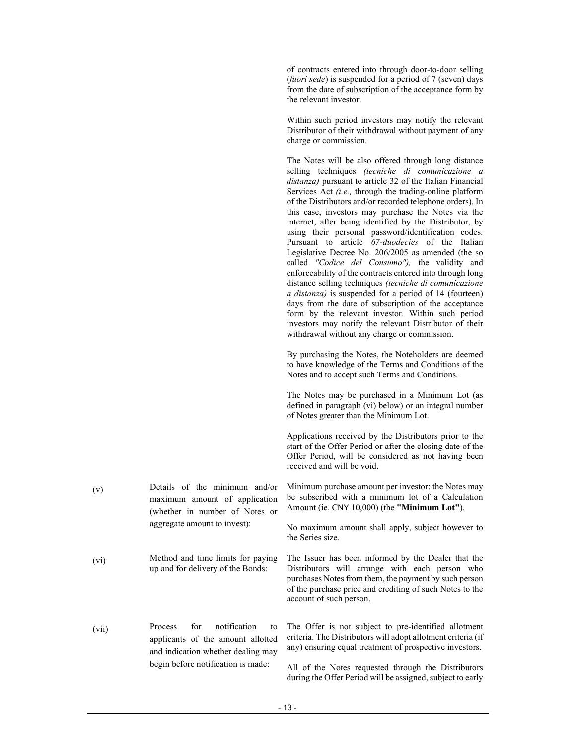| | | |
|---|---|---|
| | | of contracts entered into through door-to-door selling (*fuori sede*) is suspended for a period of 7 (seven) days from the date of subscription of the acceptance form by the relevant investor.<br><br>Within such period investors may notify the relevant Distributor of their withdrawal without payment of any charge or commission.<br><br>The Notes will be also offered through long distance selling techniques *(tecniche di comunicazione a distanza)* pursuant to article 32 of the Italian Financial Services Act *(i.e.,* through the trading-online platform of the Distributors and/or recorded telephone orders). In this case, investors may purchase the Notes via the internet, after being identified by the Distributor, by using their personal password/identification codes. Pursuant to article *67-duodecies* of the Italian Legislative Decree No. 206/2005 as amended (the so called *"Codice del Consumo"),* the validity and enforceability of the contracts entered into through long distance selling techniques *(tecniche di comunicazione a distanza)* is suspended for a period of 14 (fourteen) days from the date of subscription of the acceptance form by the relevant investor. Within such period investors may notify the relevant Distributor of their withdrawal without any charge or commission.<br><br>By purchasing the Notes, the Noteholders are deemed to have knowledge of the Terms and Conditions of the Notes and to accept such Terms and Conditions.<br><br>The Notes may be purchased in a Minimum Lot (as defined in paragraph (vi) below) or an integral number of Notes greater than the Minimum Lot.<br><br>Applications received by the Distributors prior to the start of the Offer Period or after the closing date of the Offer Period, will be considered as not having been received and will be void. |
| (v) | Details of the minimum and/or maximum amount of application (whether in number of Notes or aggregate amount to invest): | Minimum purchase amount per investor: the Notes may be subscribed with a minimum lot of a Calculation Amount (ie. CNY 10,000) (the **"Minimum Lot"**).<br><br>No maximum amount shall apply, subject however to the Series size. |
| (vi) | Method and time limits for paying up and for delivery of the Bonds: | The Issuer has been informed by the Dealer that the Distributors will arrange with each person who purchases Notes from them, the payment by such person of the purchase price and crediting of such Notes to the account of such person. |
| (vii) | Process for notification to applicants of the amount allotted and indication whether dealing may begin before notification is made: | The Offer is not subject to pre-identified allotment criteria. The Distributors will adopt allotment criteria (if any) ensuring equal treatment of prospective investors.<br><br>All of the Notes requested through the Distributors during the Offer Period will be assigned, subject to early |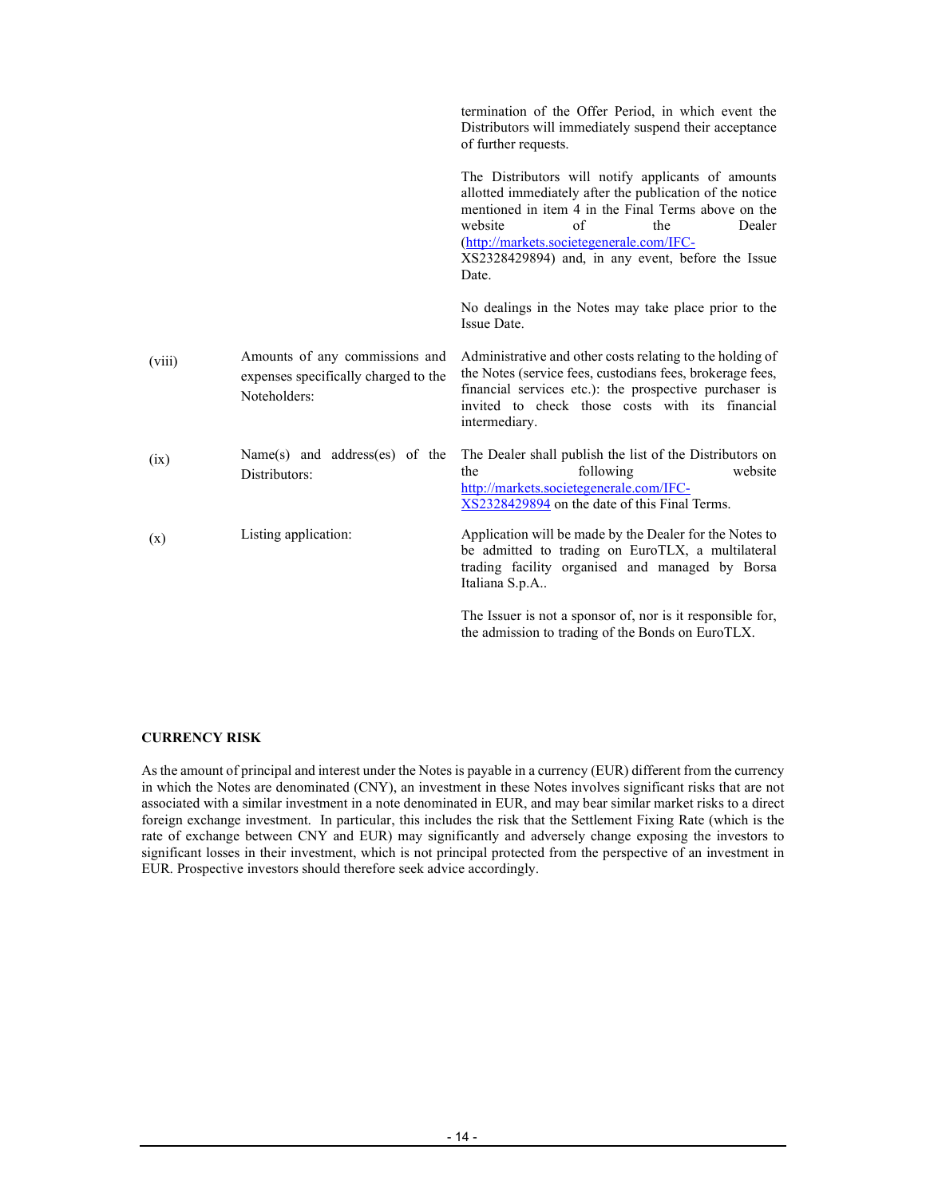| | | |
|---|---|---|
| | | termination of the Offer Period, in which event the Distributors will immediately suspend their acceptance of further requests.<br><br>The Distributors will notify applicants of amounts allotted immediately after the publication of the notice mentioned in item 4 in the Final Terms above on the website of the Dealer (http://markets.societegenerale.com/IFC-XS2328429894) and, in any event, before the Issue Date.<br><br>No dealings in the Notes may take place prior to the Issue Date. |
| (viii) | Amounts of any commissions and expenses specifically charged to the Noteholders: | Administrative and other costs relating to the holding of the Notes (service fees, custodians fees, brokerage fees, financial services etc.): the prospective purchaser is invited to check those costs with its financial intermediary. |
| (ix) | Name(s) and address(es) of the Distributors: | The Dealer shall publish the list of the Distributors on the following website http://markets.societegenerale.com/IFC-XS2328429894 on the date of this Final Terms. |
| (x) | Listing application: | Application will be made by the Dealer for the Notes to be admitted to trading on EuroTLX, a multilateral trading facility organised and managed by Borsa Italiana S.p.A..<br><br>The Issuer is not a sponsor of, nor is it responsible for, the admission to trading of the Bonds on EuroTLX. |

**CURRENCY RISK**

As the amount of principal and interest under the Notes is payable in a currency (EUR) different from the currency in which the Notes are denominated (CNY), an investment in these Notes involves significant risks that are not associated with a similar investment in a note denominated in EUR, and may bear similar market risks to a direct foreign exchange investment. In particular, this includes the risk that the Settlement Fixing Rate (which is the rate of exchange between CNY and EUR) may significantly and adversely change exposing the investors to significant losses in their investment, which is not principal protected from the perspective of an investment in EUR. Prospective investors should therefore seek advice accordingly.